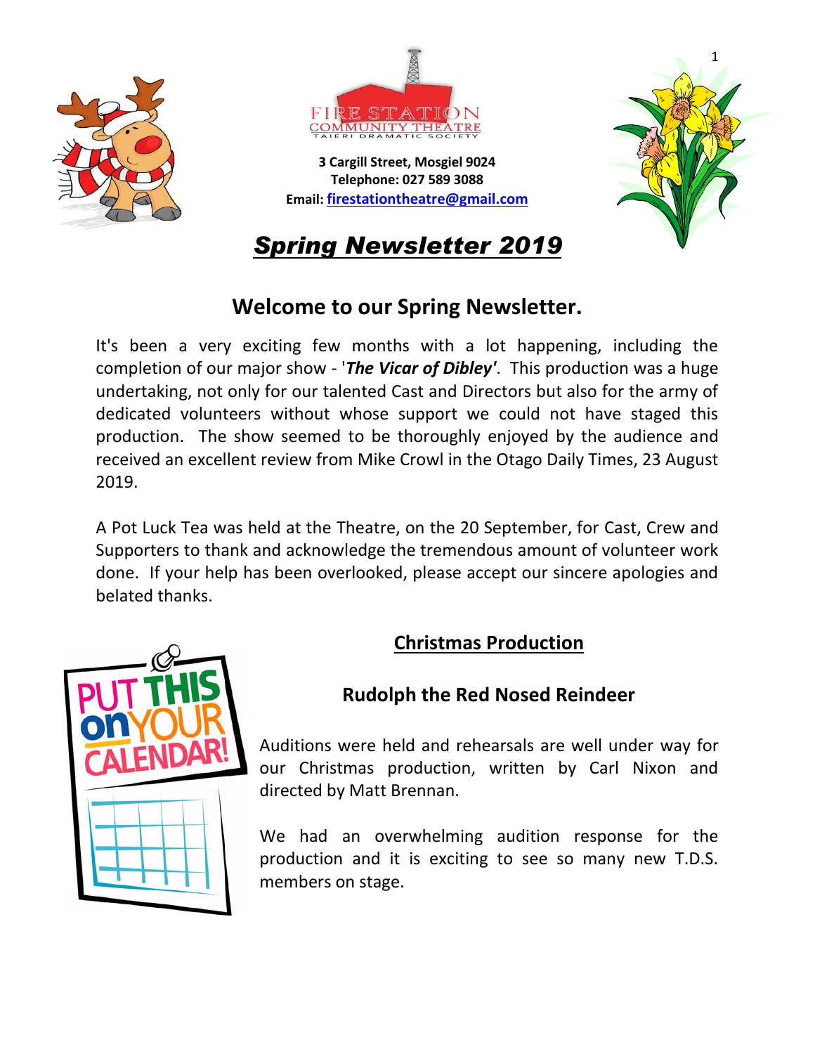3 Cargill Street, Mosgiel 9024
Telephone: 027 589 3088
Email: firestationtheatre@gmail.com

# *Spring Newsletter 2019*

## Welcome to our Spring Newsletter.

It's been a very exciting few months with a lot happening, including the completion of our major show - '***The Vicar of Dibley***'. This production was a huge undertaking, not only for our talented Cast and Directors but also for the army of dedicated volunteers without whose support we could not have staged this production. The show seemed to be thoroughly enjoyed by the audience and received an excellent review from Mike Crowl in the Otago Daily Times, 23 August 2019.

A Pot Luck Tea was held at the Theatre, on the 20 September, for Cast, Crew and Supporters to thank and acknowledge the tremendous amount of volunteer work done. If your help has been overlooked, please accept our sincere apologies and belated thanks.

## Christmas Production

### Rudolph the Red Nosed Reindeer

Auditions were held and rehearsals are well under way for our Christmas production, written by Carl Nixon and directed by Matt Brennan.

We had an overwhelming audition response for the production and it is exciting to see so many new T.D.S. members on stage.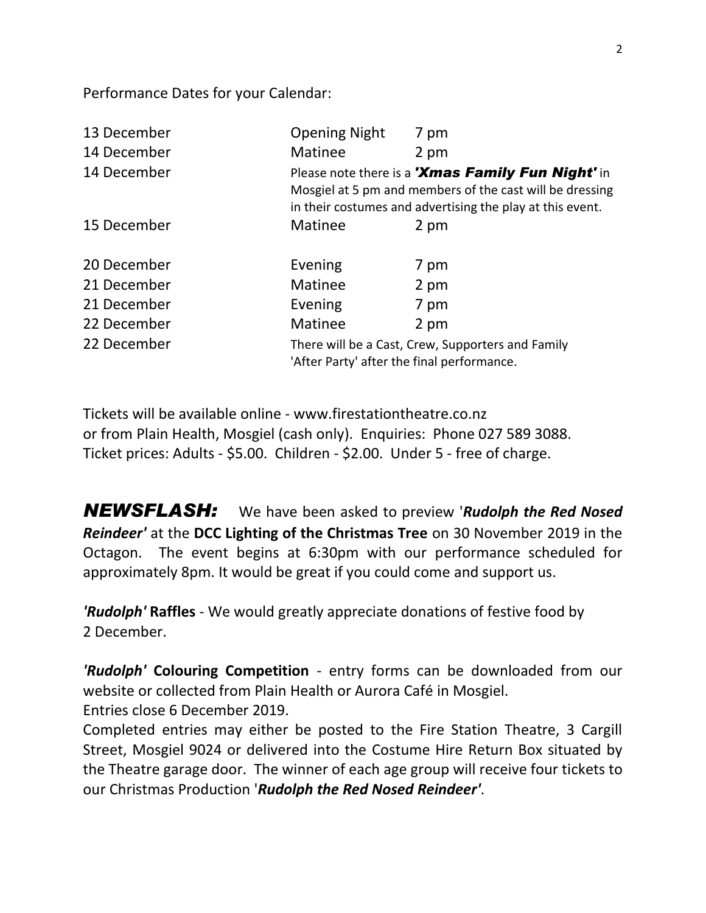Performance Dates for your Calendar:

| | | |
|---|---|---|
| 13 December | Opening Night | 7 pm |
| 14 December | Matinee | 2 pm |
| 14 December | Please note there is a ***'Xmas Family Fun Night'*** in Mosgiel at 5 pm and members of the cast will be dressing in their costumes and advertising the play at this event. | |
| 15 December | Matinee | 2 pm |
| 20 December | Evening | 7 pm |
| 21 December | Matinee | 2 pm |
| 21 December | Evening | 7 pm |
| 22 December | Matinee | 2 pm |
| 22 December | There will be a Cast, Crew, Supporters and Family 'After Party' after the final performance. | |

Tickets will be available online - www.firestationtheatre.co.nz
or from Plain Health, Mosgiel (cash only). Enquiries: Phone 027 589 3088.
Ticket prices: Adults - $5.00. Children - $2.00. Under 5 - free of charge.

***NEWSFLASH:*** We have been asked to preview '***Rudolph the Red Nosed Reindeer'*** at the **DCC Lighting of the Christmas Tree** on 30 November 2019 in the Octagon. The event begins at 6:30pm with our performance scheduled for approximately 8pm. It would be great if you could come and support us.

***'Rudolph'*** **Raffles** - We would greatly appreciate donations of festive food by 2 December.

***'Rudolph'*** **Colouring Competition** - entry forms can be downloaded from our website or collected from Plain Health or Aurora Café in Mosgiel.
Entries close 6 December 2019.
Completed entries may either be posted to the Fire Station Theatre, 3 Cargill Street, Mosgiel 9024 or delivered into the Costume Hire Return Box situated by the Theatre garage door. The winner of each age group will receive four tickets to our Christmas Production '***Rudolph the Red Nosed Reindeer'***.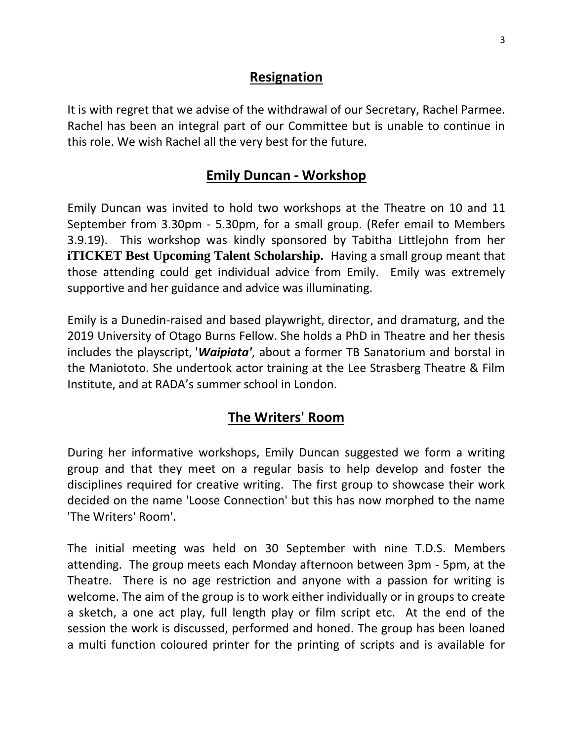## Resignation

It is with regret that we advise of the withdrawal of our Secretary, Rachel Parmee. Rachel has been an integral part of our Committee but is unable to continue in this role. We wish Rachel all the very best for the future.

## Emily Duncan - Workshop

Emily Duncan was invited to hold two workshops at the Theatre on 10 and 11 September from 3.30pm - 5.30pm, for a small group. (Refer email to Members 3.9.19). This workshop was kindly sponsored by Tabitha Littlejohn from her **iTICKET Best Upcoming Talent Scholarship.** Having a small group meant that those attending could get individual advice from Emily. Emily was extremely supportive and her guidance and advice was illuminating.

Emily is a Dunedin-raised and based playwright, director, and dramaturg, and the 2019 University of Otago Burns Fellow. She holds a PhD in Theatre and her thesis includes the playscript, '***Waipiata'***, about a former TB Sanatorium and borstal in the Maniototo. She undertook actor training at the Lee Strasberg Theatre & Film Institute, and at RADA's summer school in London.

## The Writers' Room

During her informative workshops, Emily Duncan suggested we form a writing group and that they meet on a regular basis to help develop and foster the disciplines required for creative writing. The first group to showcase their work decided on the name 'Loose Connection' but this has now morphed to the name 'The Writers' Room'.

The initial meeting was held on 30 September with nine T.D.S. Members attending. The group meets each Monday afternoon between 3pm - 5pm, at the Theatre. There is no age restriction and anyone with a passion for writing is welcome. The aim of the group is to work either individually or in groups to create a sketch, a one act play, full length play or film script etc. At the end of the session the work is discussed, performed and honed. The group has been loaned a multi function coloured printer for the printing of scripts and is available for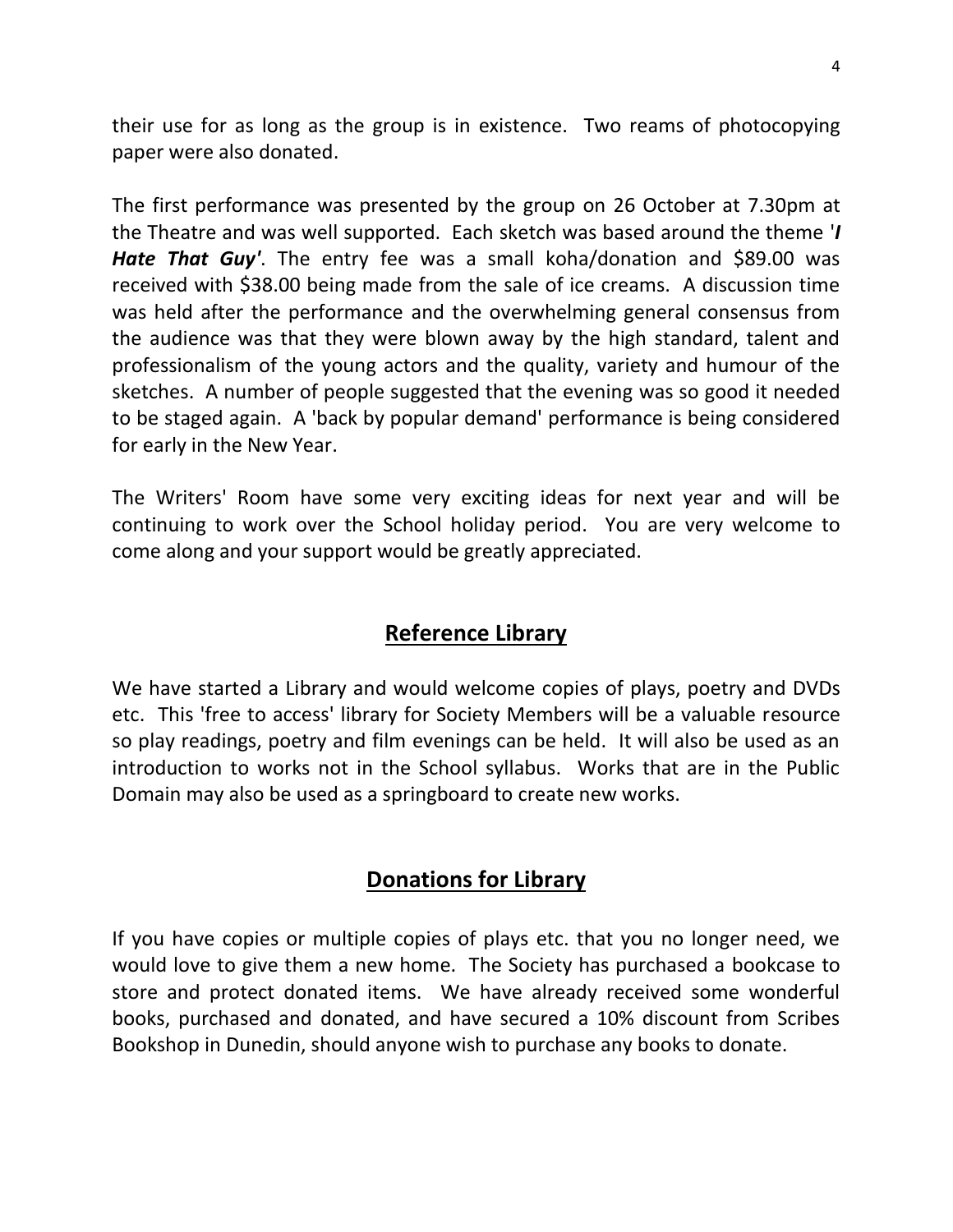their use for as long as the group is in existence. Two reams of photocopying paper were also donated.

The first performance was presented by the group on 26 October at 7.30pm at the Theatre and was well supported. Each sketch was based around the theme '***I Hate That Guy***'. The entry fee was a small koha/donation and $89.00 was received with $38.00 being made from the sale of ice creams. A discussion time was held after the performance and the overwhelming general consensus from the audience was that they were blown away by the high standard, talent and professionalism of the young actors and the quality, variety and humour of the sketches. A number of people suggested that the evening was so good it needed to be staged again. A 'back by popular demand' performance is being considered for early in the New Year.

The Writers' Room have some very exciting ideas for next year and will be continuing to work over the School holiday period. You are very welcome to come along and your support would be greatly appreciated.

## Reference Library

We have started a Library and would welcome copies of plays, poetry and DVDs etc. This 'free to access' library for Society Members will be a valuable resource so play readings, poetry and film evenings can be held. It will also be used as an introduction to works not in the School syllabus. Works that are in the Public Domain may also be used as a springboard to create new works.

## Donations for Library

If you have copies or multiple copies of plays etc. that you no longer need, we would love to give them a new home. The Society has purchased a bookcase to store and protect donated items. We have already received some wonderful books, purchased and donated, and have secured a 10% discount from Scribes Bookshop in Dunedin, should anyone wish to purchase any books to donate.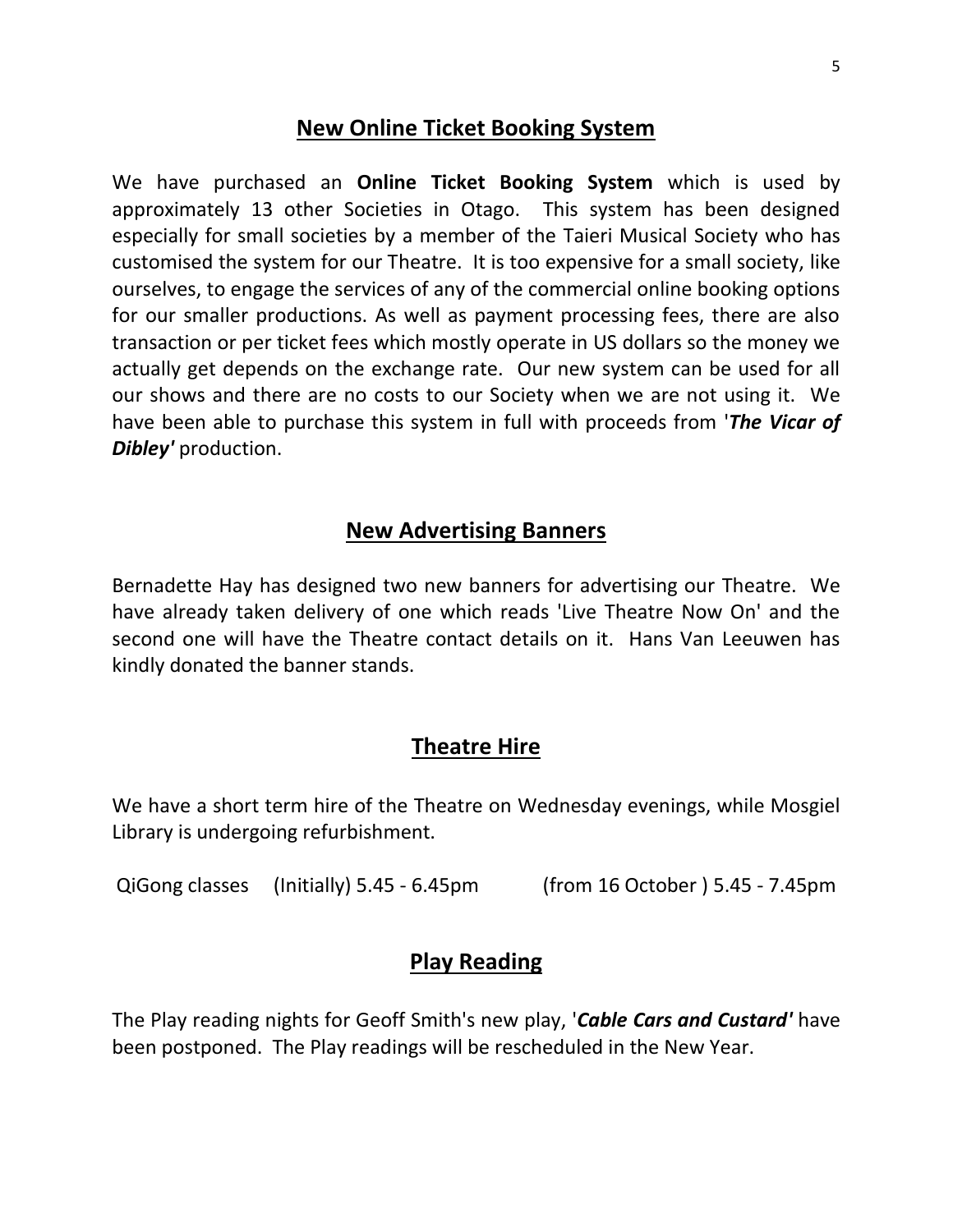## New Online Ticket Booking System

We have purchased an **Online Ticket Booking System** which is used by approximately 13 other Societies in Otago. This system has been designed especially for small societies by a member of the Taieri Musical Society who has customised the system for our Theatre. It is too expensive for a small society, like ourselves, to engage the services of any of the commercial online booking options for our smaller productions. As well as payment processing fees, there are also transaction or per ticket fees which mostly operate in US dollars so the money we actually get depends on the exchange rate. Our new system can be used for all our shows and there are no costs to our Society when we are not using it. We have been able to purchase this system in full with proceeds from '***The Vicar of Dibley'*** production.

## New Advertising Banners

Bernadette Hay has designed two new banners for advertising our Theatre. We have already taken delivery of one which reads 'Live Theatre Now On' and the second one will have the Theatre contact details on it. Hans Van Leeuwen has kindly donated the banner stands.

## Theatre Hire

We have a short term hire of the Theatre on Wednesday evenings, while Mosgiel Library is undergoing refurbishment.

QiGong classes (Initially) 5.45 - 6.45pm (from 16 October ) 5.45 - 7.45pm

## Play Reading

The Play reading nights for Geoff Smith's new play, '***Cable Cars and Custard'*** have been postponed. The Play readings will be rescheduled in the New Year.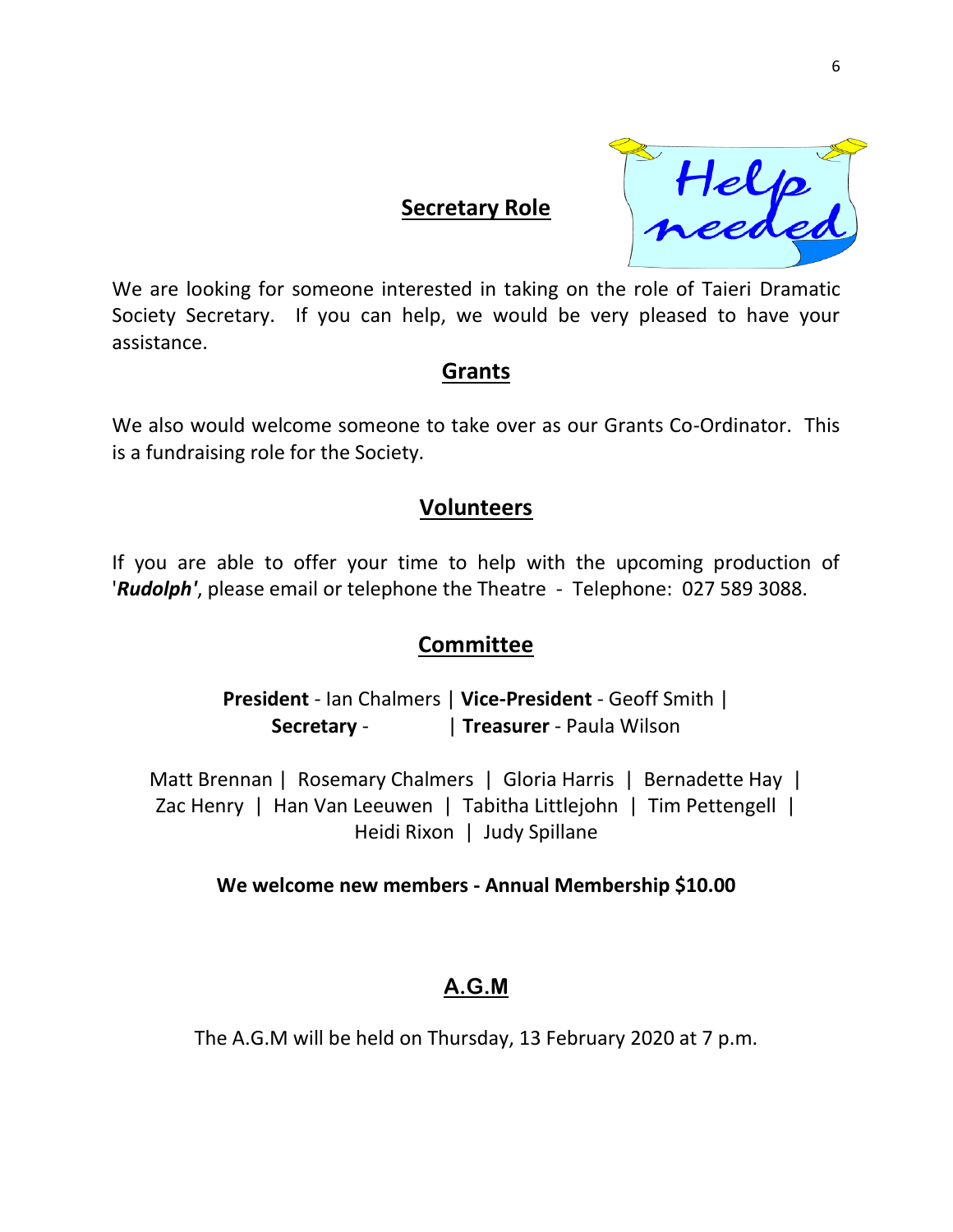## Secretary Role

We are looking for someone interested in taking on the role of Taieri Dramatic Society Secretary. If you can help, we would be very pleased to have your assistance.

## Grants

We also would welcome someone to take over as our Grants Co-Ordinator. This is a fundraising role for the Society.

## Volunteers

If you are able to offer your time to help with the upcoming production of '***Rudolph'***, please email or telephone the Theatre - Telephone: 027 589 3088.

## Committee

**President** - Ian Chalmers | **Vice-President** - Geoff Smith | **Secretary** - | **Treasurer** - Paula Wilson

Matt Brennan | Rosemary Chalmers | Gloria Harris | Bernadette Hay | Zac Henry | Han Van Leeuwen | Tabitha Littlejohn | Tim Pettengell | Heidi Rixon | Judy Spillane

**We welcome new members - Annual Membership $10.00**

## A.G.M

The A.G.M will be held on Thursday, 13 February 2020 at 7 p.m.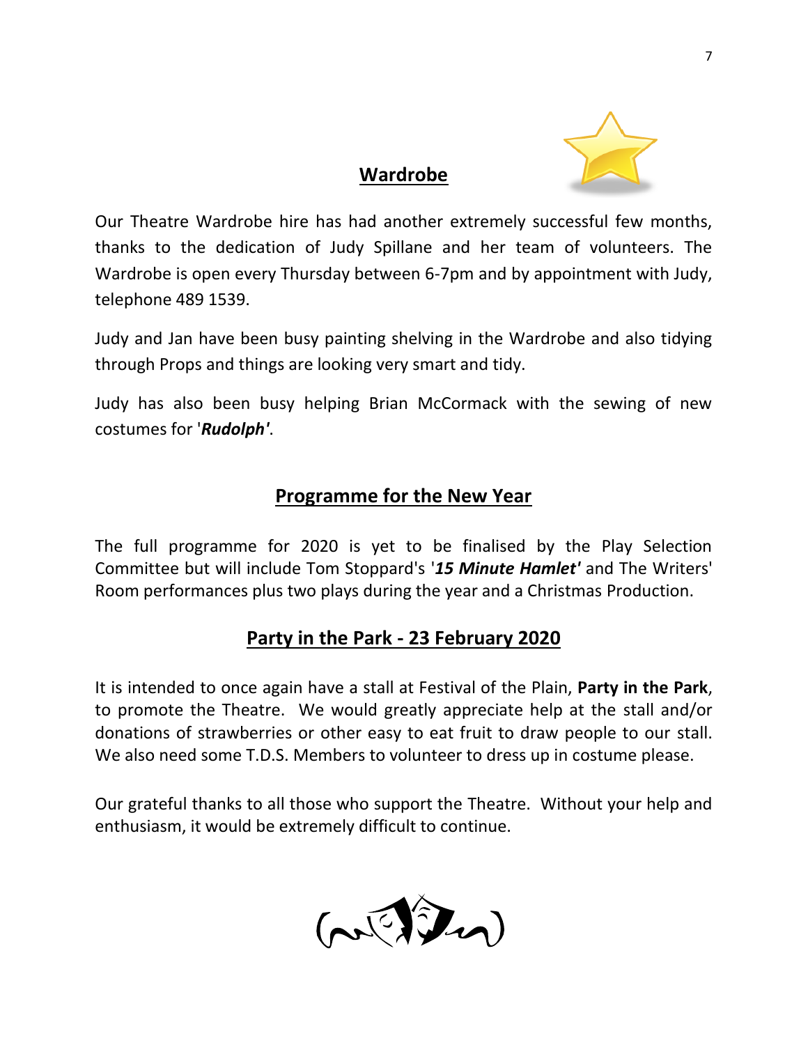## Wardrobe

Our Theatre Wardrobe hire has had another extremely successful few months, thanks to the dedication of Judy Spillane and her team of volunteers. The Wardrobe is open every Thursday between 6-7pm and by appointment with Judy, telephone 489 1539.

Judy and Jan have been busy painting shelving in the Wardrobe and also tidying through Props and things are looking very smart and tidy.

Judy has also been busy helping Brian McCormack with the sewing of new costumes for '***Rudolph'***.

## Programme for the New Year

The full programme for 2020 is yet to be finalised by the Play Selection Committee but will include Tom Stoppard's '***15 Minute Hamlet'*** and The Writers' Room performances plus two plays during the year and a Christmas Production.

## Party in the Park - 23 February 2020

It is intended to once again have a stall at Festival of the Plain, **Party in the Park**, to promote the Theatre. We would greatly appreciate help at the stall and/or donations of strawberries or other easy to eat fruit to draw people to our stall. We also need some T.D.S. Members to volunteer to dress up in costume please.

Our grateful thanks to all those who support the Theatre. Without your help and enthusiasm, it would be extremely difficult to continue.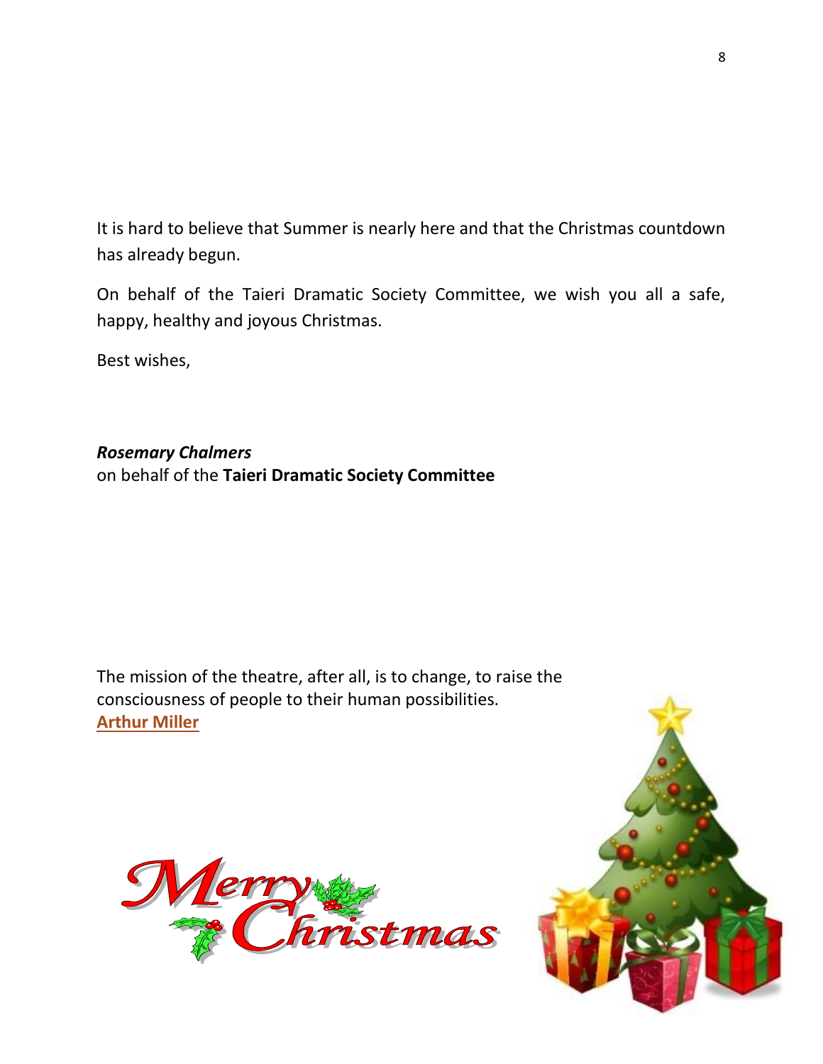It is hard to believe that Summer is nearly here and that the Christmas countdown has already begun.

On behalf of the Taieri Dramatic Society Committee, we wish you all a safe, happy, healthy and joyous Christmas.

Best wishes,

***Rosemary Chalmers***
on behalf of the **Taieri Dramatic Society Committee**

The mission of the theatre, after all, is to change, to raise the consciousness of people to their human possibilities.
**Arthur Miller**